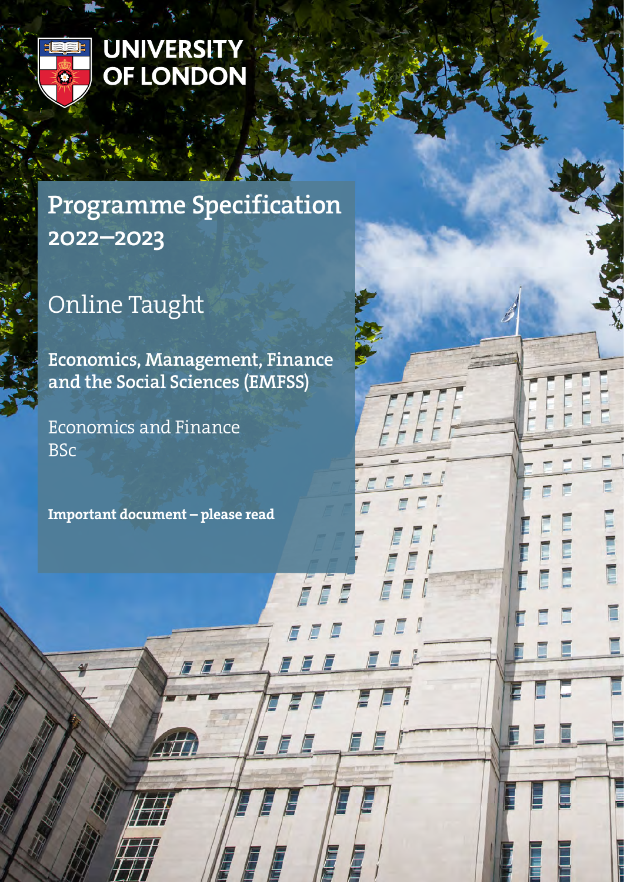UNIVERSITY OF LONDON

# Programme Specification 2022–2023

## Online Taught

**Economics, Management, Finance and the Social Sciences (EMFSS)**

Economics and Finance
BSc

**Important document – please read**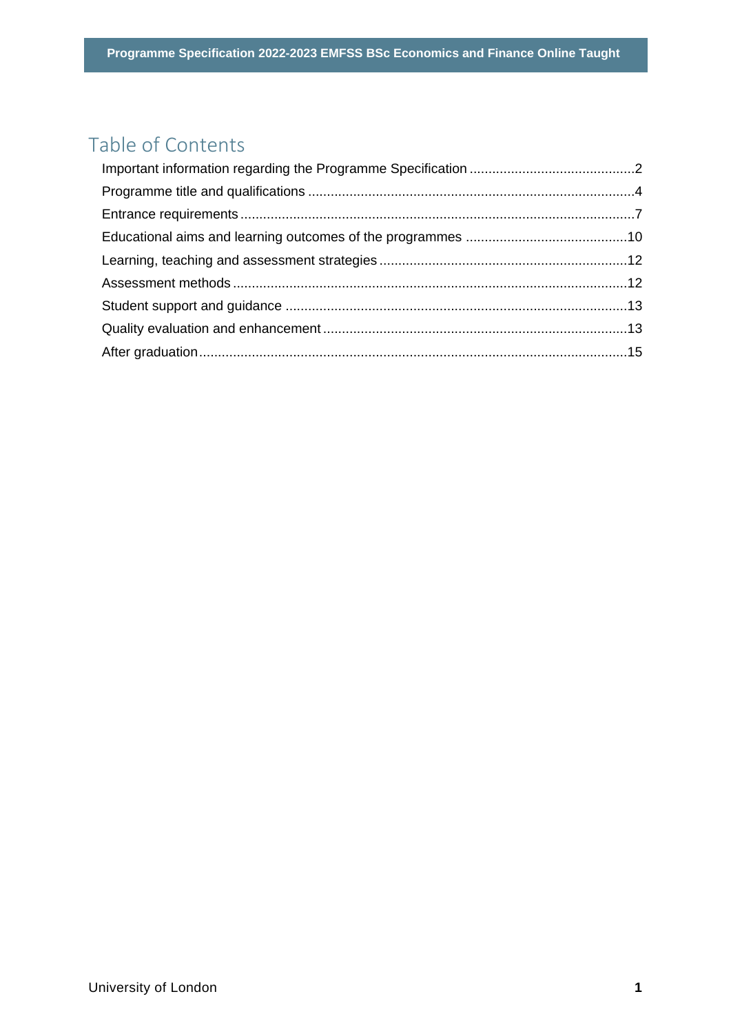# Table of Contents

Important information regarding the Programme Specification ............................................2

Programme title and qualifications ......................................................................................4

Entrance requirements.......................................................................................................7

Educational aims and learning outcomes of the programmes ...........................................10

Learning, teaching and assessment strategies.................................................................12

Assessment methods........................................................................................................12

Student support and guidance ..........................................................................................13

Quality evaluation and enhancement................................................................................13

After graduation.................................................................................................................15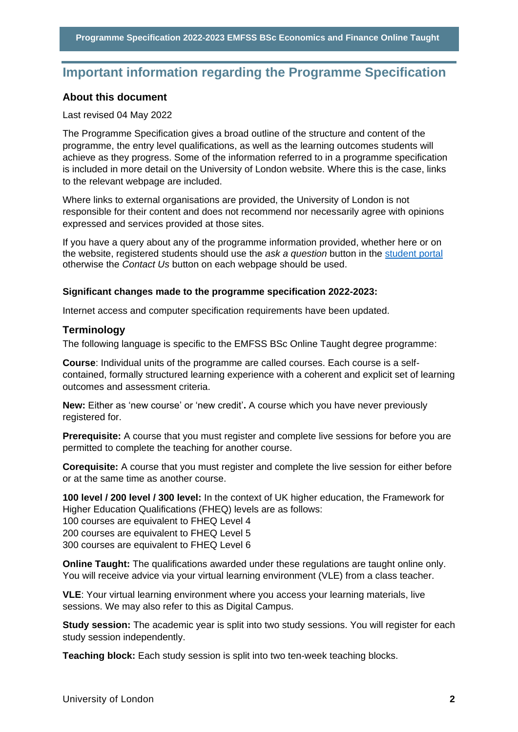# Important information regarding the Programme Specification

## About this document

Last revised 04 May 2022

The Programme Specification gives a broad outline of the structure and content of the programme, the entry level qualifications, as well as the learning outcomes students will achieve as they progress. Some of the information referred to in a programme specification is included in more detail on the University of London website. Where this is the case, links to the relevant webpage are included.

Where links to external organisations are provided, the University of London is not responsible for their content and does not recommend nor necessarily agree with opinions expressed and services provided at those sites.

If you have a query about any of the programme information provided, whether here or on the website, registered students should use the *ask a question* button in the student portal otherwise the *Contact Us* button on each webpage should be used.

**Significant changes made to the programme specification 2022-2023:**

Internet access and computer specification requirements have been updated.

## Terminology

The following language is specific to the EMFSS BSc Online Taught degree programme:

**Course**: Individual units of the programme are called courses. Each course is a self-contained, formally structured learning experience with a coherent and explicit set of learning outcomes and assessment criteria.

**New:** Either as 'new course' or 'new credit'**.** A course which you have never previously registered for.

**Prerequisite:** A course that you must register and complete live sessions for before you are permitted to complete the teaching for another course.

**Corequisite:** A course that you must register and complete the live session for either before or at the same time as another course.

**100 level / 200 level / 300 level:** In the context of UK higher education, the Framework for Higher Education Qualifications (FHEQ) levels are as follows:
100 courses are equivalent to FHEQ Level 4
200 courses are equivalent to FHEQ Level 5
300 courses are equivalent to FHEQ Level 6

**Online Taught:** The qualifications awarded under these regulations are taught online only. You will receive advice via your virtual learning environment (VLE) from a class teacher.

**VLE**: Your virtual learning environment where you access your learning materials, live sessions. We may also refer to this as Digital Campus.

**Study session:** The academic year is split into two study sessions. You will register for each study session independently.

**Teaching block:** Each study session is split into two ten-week teaching blocks.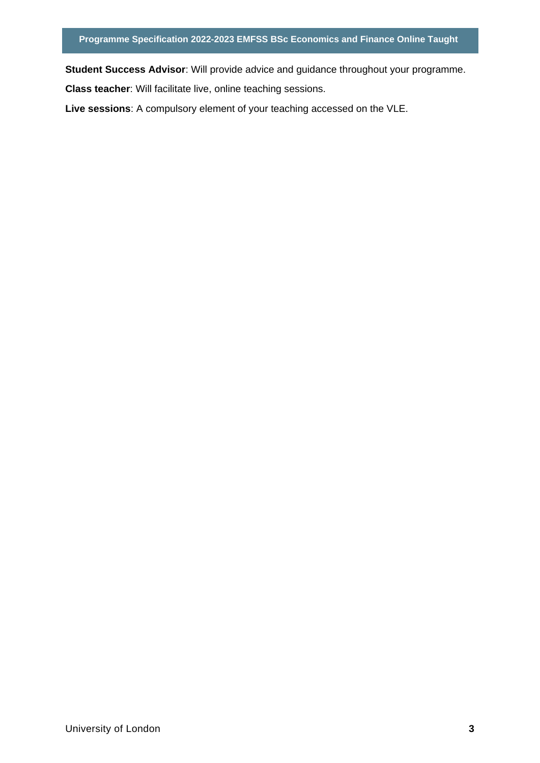**Student Success Advisor**: Will provide advice and guidance throughout your programme.

**Class teacher**: Will facilitate live, online teaching sessions.

**Live sessions**: A compulsory element of your teaching accessed on the VLE.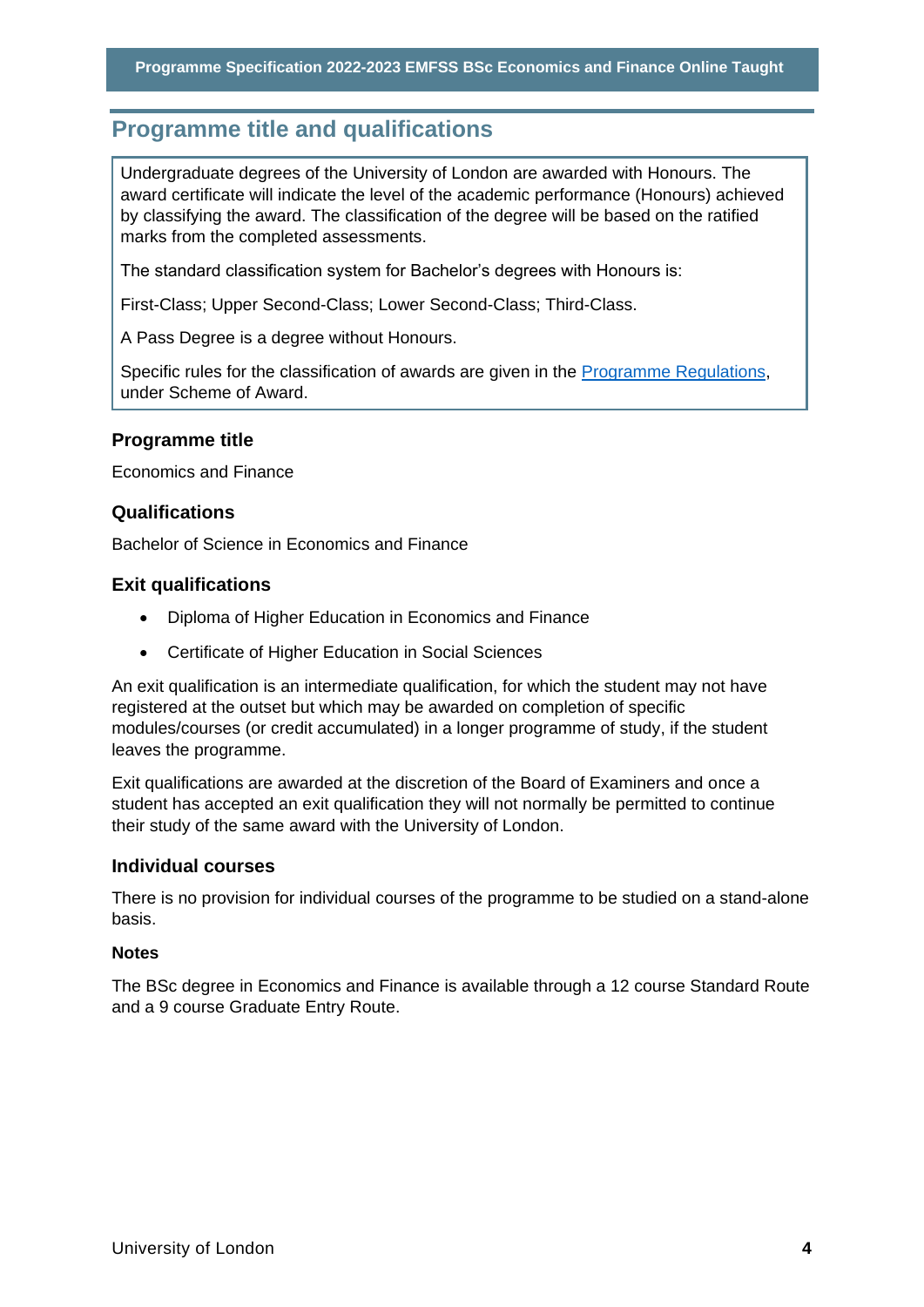## Programme title and qualifications

Undergraduate degrees of the University of London are awarded with Honours. The award certificate will indicate the level of the academic performance (Honours) achieved by classifying the award. The classification of the degree will be based on the ratified marks from the completed assessments.

The standard classification system for Bachelor's degrees with Honours is:

First-Class; Upper Second-Class; Lower Second-Class; Third-Class.

A Pass Degree is a degree without Honours.

Specific rules for the classification of awards are given in the Programme Regulations, under Scheme of Award.

### Programme title

Economics and Finance

### Qualifications

Bachelor of Science in Economics and Finance

### Exit qualifications

- Diploma of Higher Education in Economics and Finance
- Certificate of Higher Education in Social Sciences

An exit qualification is an intermediate qualification, for which the student may not have registered at the outset but which may be awarded on completion of specific modules/courses (or credit accumulated) in a longer programme of study, if the student leaves the programme.

Exit qualifications are awarded at the discretion of the Board of Examiners and once a student has accepted an exit qualification they will not normally be permitted to continue their study of the same award with the University of London.

### Individual courses

There is no provision for individual courses of the programme to be studied on a stand-alone basis.

#### Notes

The BSc degree in Economics and Finance is available through a 12 course Standard Route and a 9 course Graduate Entry Route.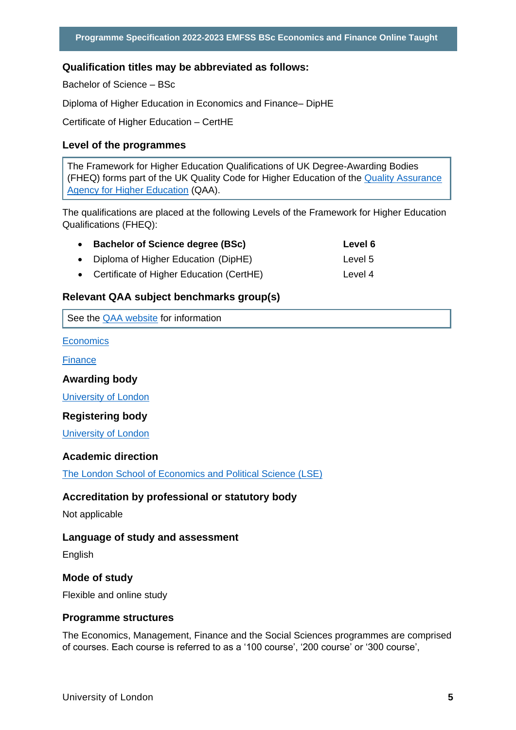## Qualification titles may be abbreviated as follows:

Bachelor of Science – BSc

Diploma of Higher Education in Economics and Finance– DipHE

Certificate of Higher Education – CertHE

## Level of the programmes

The Framework for Higher Education Qualifications of UK Degree-Awarding Bodies (FHEQ) forms part of the UK Quality Code for Higher Education of the Quality Assurance Agency for Higher Education (QAA).

The qualifications are placed at the following Levels of the Framework for Higher Education Qualifications (FHEQ):

- **Bachelor of Science degree (BSc)** — **Level 6**
- Diploma of Higher Education (DipHE) — Level 5
- Certificate of Higher Education (CertHE) — Level 4

## Relevant QAA subject benchmarks group(s)

See the QAA website for information

Economics

Finance

## Awarding body

University of London

## Registering body

University of London

## Academic direction

The London School of Economics and Political Science (LSE)

## Accreditation by professional or statutory body

Not applicable

## Language of study and assessment

English

## Mode of study

Flexible and online study

## Programme structures

The Economics, Management, Finance and the Social Sciences programmes are comprised of courses. Each course is referred to as a ‘100 course’, ‘200 course’ or ‘300 course’,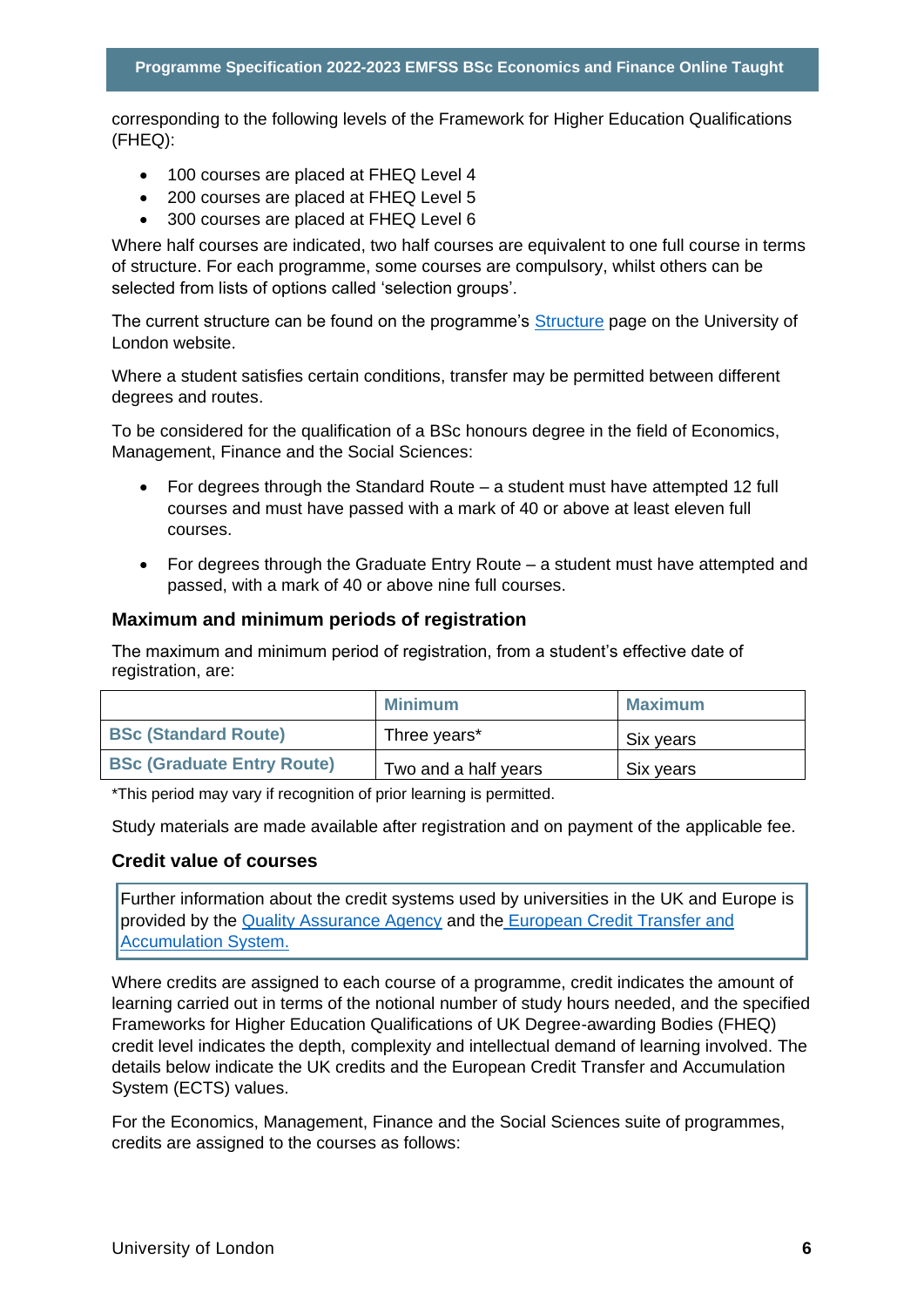corresponding to the following levels of the Framework for Higher Education Qualifications (FHEQ):

- 100 courses are placed at FHEQ Level 4
- 200 courses are placed at FHEQ Level 5
- 300 courses are placed at FHEQ Level 6

Where half courses are indicated, two half courses are equivalent to one full course in terms of structure. For each programme, some courses are compulsory, whilst others can be selected from lists of options called 'selection groups'.

The current structure can be found on the programme's [Structure]() page on the University of London website.

Where a student satisfies certain conditions, transfer may be permitted between different degrees and routes.

To be considered for the qualification of a BSc honours degree in the field of Economics, Management, Finance and the Social Sciences:

- For degrees through the Standard Route – a student must have attempted 12 full courses and must have passed with a mark of 40 or above at least eleven full courses.
- For degrees through the Graduate Entry Route – a student must have attempted and passed, with a mark of 40 or above nine full courses.

### Maximum and minimum periods of registration

The maximum and minimum period of registration, from a student's effective date of registration, are:

| | **Minimum** | **Maximum** |
|---|---|---|
| **BSc (Standard Route)** | Three years* | Six years |
| **BSc (Graduate Entry Route)** | Two and a half years | Six years |

*This period may vary if recognition of prior learning is permitted.

Study materials are made available after registration and on payment of the applicable fee.

### Credit value of courses

Further information about the credit systems used by universities in the UK and Europe is provided by the [Quality Assurance Agency]() and the [European Credit Transfer and Accumulation System.]()

Where credits are assigned to each course of a programme, credit indicates the amount of learning carried out in terms of the notional number of study hours needed, and the specified Frameworks for Higher Education Qualifications of UK Degree-awarding Bodies (FHEQ) credit level indicates the depth, complexity and intellectual demand of learning involved. The details below indicate the UK credits and the European Credit Transfer and Accumulation System (ECTS) values.

For the Economics, Management, Finance and the Social Sciences suite of programmes, credits are assigned to the courses as follows: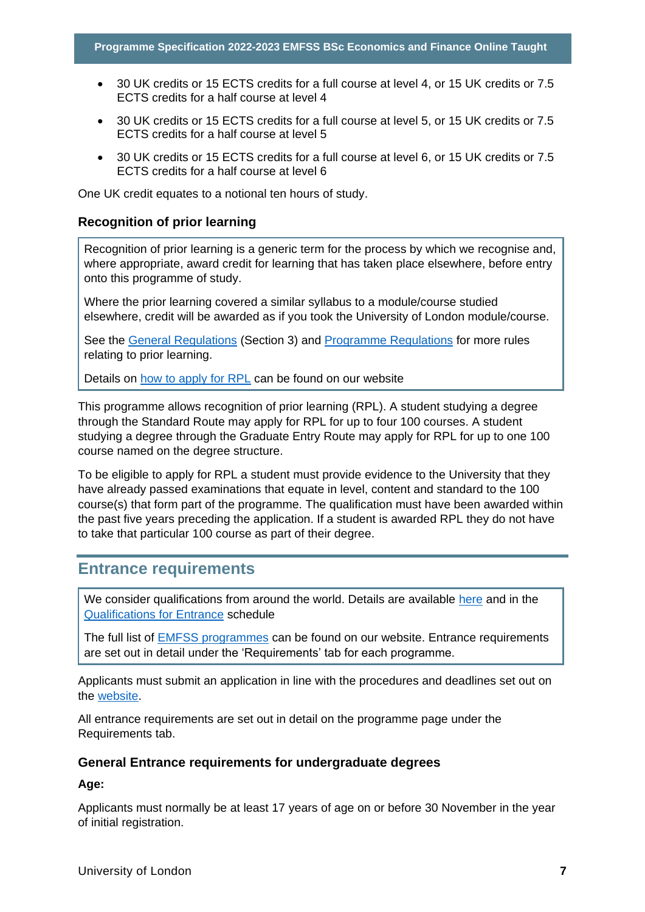- 30 UK credits or 15 ECTS credits for a full course at level 4, or 15 UK credits or 7.5 ECTS credits for a half course at level 4
- 30 UK credits or 15 ECTS credits for a full course at level 5, or 15 UK credits or 7.5 ECTS credits for a half course at level 5
- 30 UK credits or 15 ECTS credits for a full course at level 6, or 15 UK credits or 7.5 ECTS credits for a half course at level 6

One UK credit equates to a notional ten hours of study.

### Recognition of prior learning

Recognition of prior learning is a generic term for the process by which we recognise and, where appropriate, award credit for learning that has taken place elsewhere, before entry onto this programme of study.

Where the prior learning covered a similar syllabus to a module/course studied elsewhere, credit will be awarded as if you took the University of London module/course.

See the General Regulations (Section 3) and Programme Regulations for more rules relating to prior learning.

Details on how to apply for RPL can be found on our website

This programme allows recognition of prior learning (RPL). A student studying a degree through the Standard Route may apply for RPL for up to four 100 courses. A student studying a degree through the Graduate Entry Route may apply for RPL for up to one 100 course named on the degree structure.

To be eligible to apply for RPL a student must provide evidence to the University that they have already passed examinations that equate in level, content and standard to the 100 course(s) that form part of the programme. The qualification must have been awarded within the past five years preceding the application. If a student is awarded RPL they do not have to take that particular 100 course as part of their degree.

## Entrance requirements

We consider qualifications from around the world. Details are available here and in the Qualifications for Entrance schedule

The full list of EMFSS programmes can be found on our website. Entrance requirements are set out in detail under the 'Requirements' tab for each programme.

Applicants must submit an application in line with the procedures and deadlines set out on the website.

All entrance requirements are set out in detail on the programme page under the Requirements tab.

### General Entrance requirements for undergraduate degrees

**Age:**

Applicants must normally be at least 17 years of age on or before 30 November in the year of initial registration.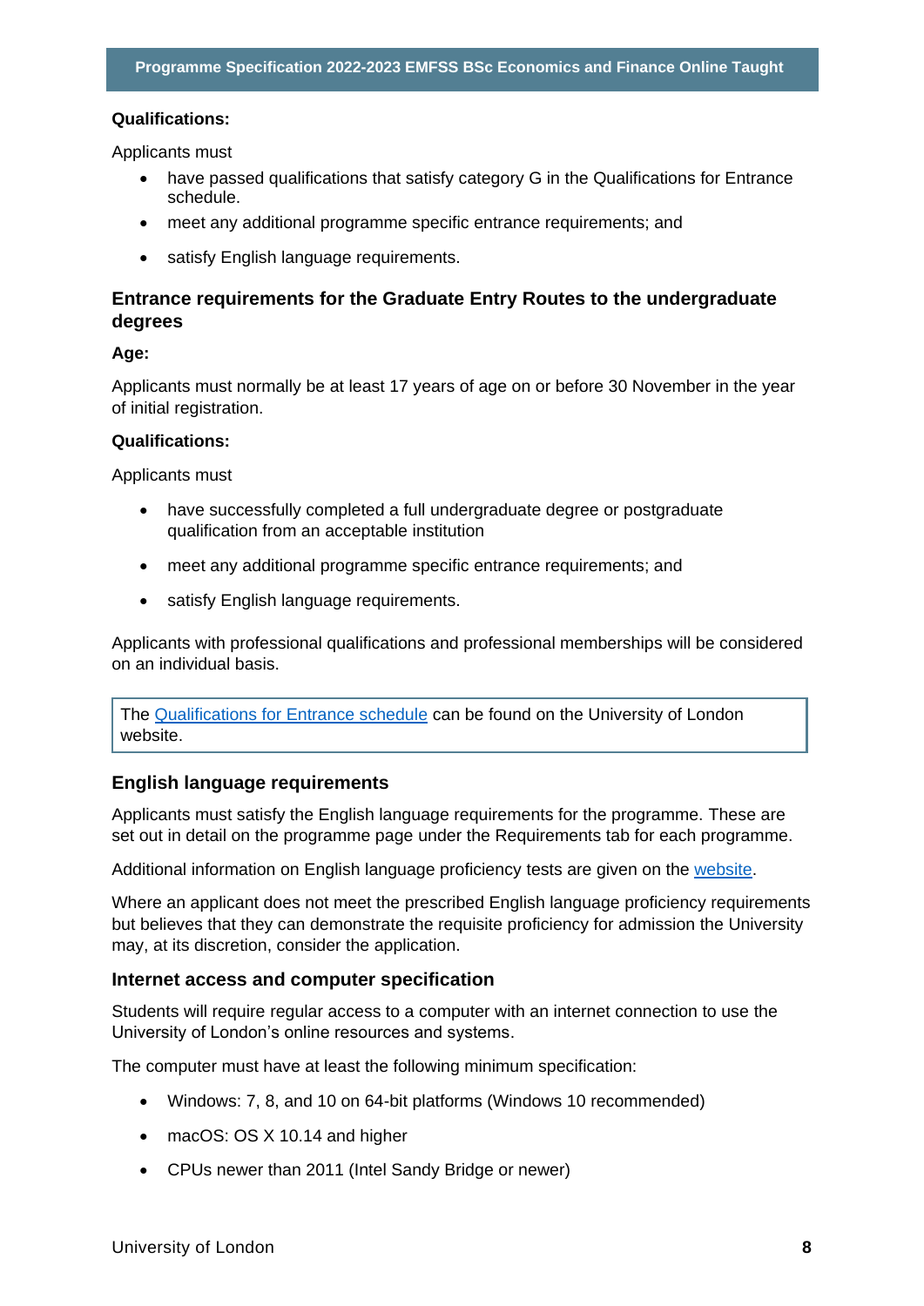**Qualifications:**

Applicants must

- have passed qualifications that satisfy category G in the Qualifications for Entrance schedule.
- meet any additional programme specific entrance requirements; and
- satisfy English language requirements.

## Entrance requirements for the Graduate Entry Routes to the undergraduate degrees

**Age:**

Applicants must normally be at least 17 years of age on or before 30 November in the year of initial registration.

**Qualifications:**

Applicants must

- have successfully completed a full undergraduate degree or postgraduate qualification from an acceptable institution
- meet any additional programme specific entrance requirements; and
- satisfy English language requirements.

Applicants with professional qualifications and professional memberships will be considered on an individual basis.

The Qualifications for Entrance schedule can be found on the University of London website.

### English language requirements

Applicants must satisfy the English language requirements for the programme. These are set out in detail on the programme page under the Requirements tab for each programme.

Additional information on English language proficiency tests are given on the website.

Where an applicant does not meet the prescribed English language proficiency requirements but believes that they can demonstrate the requisite proficiency for admission the University may, at its discretion, consider the application.

### Internet access and computer specification

Students will require regular access to a computer with an internet connection to use the University of London's online resources and systems.

The computer must have at least the following minimum specification:

- Windows: 7, 8, and 10 on 64-bit platforms (Windows 10 recommended)
- macOS: OS X 10.14 and higher
- CPUs newer than 2011 (Intel Sandy Bridge or newer)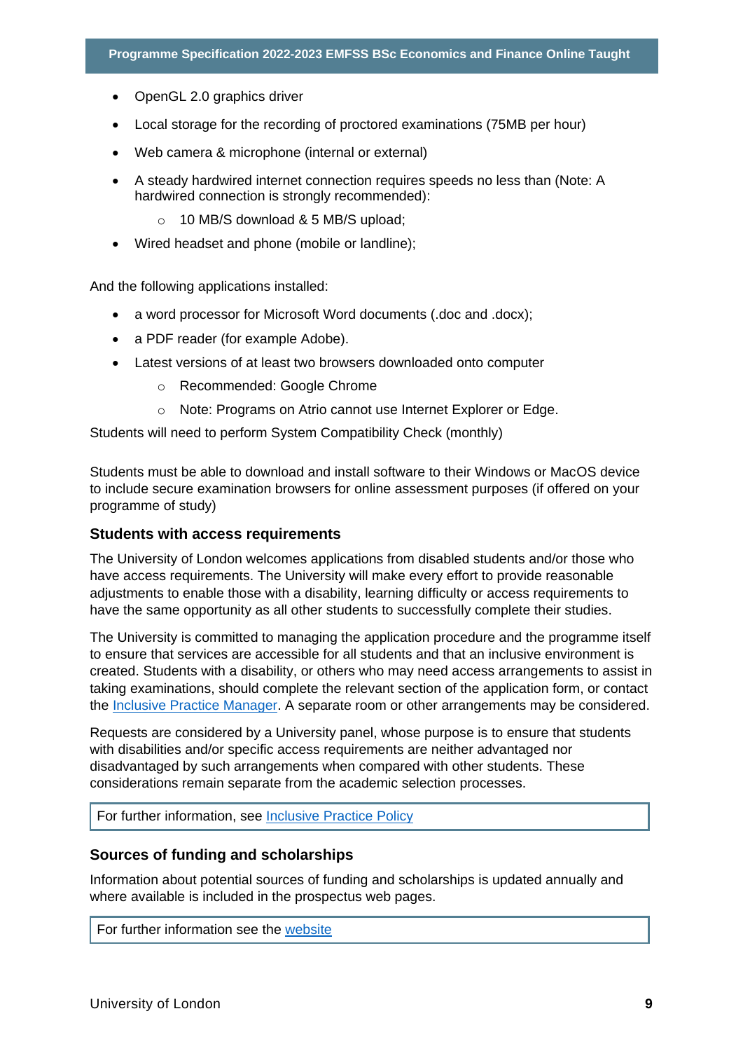- OpenGL 2.0 graphics driver
- Local storage for the recording of proctored examinations (75MB per hour)
- Web camera & microphone (internal or external)
- A steady hardwired internet connection requires speeds no less than (Note: A hardwired connection is strongly recommended):
    - 10 MB/S download & 5 MB/S upload;
- Wired headset and phone (mobile or landline);

And the following applications installed:

- a word processor for Microsoft Word documents (.doc and .docx);
- a PDF reader (for example Adobe).
- Latest versions of at least two browsers downloaded onto computer
    - Recommended: Google Chrome
    - Note: Programs on Atrio cannot use Internet Explorer or Edge.

Students will need to perform System Compatibility Check (monthly)

Students must be able to download and install software to their Windows or MacOS device to include secure examination browsers for online assessment purposes (if offered on your programme of study)

### Students with access requirements

The University of London welcomes applications from disabled students and/or those who have access requirements. The University will make every effort to provide reasonable adjustments to enable those with a disability, learning difficulty or access requirements to have the same opportunity as all other students to successfully complete their studies.

The University is committed to managing the application procedure and the programme itself to ensure that services are accessible for all students and that an inclusive environment is created. Students with a disability, or others who may need access arrangements to assist in taking examinations, should complete the relevant section of the application form, or contact the Inclusive Practice Manager. A separate room or other arrangements may be considered.

Requests are considered by a University panel, whose purpose is to ensure that students with disabilities and/or specific access requirements are neither advantaged nor disadvantaged by such arrangements when compared with other students. These considerations remain separate from the academic selection processes.

| For further information, see Inclusive Practice Policy |
|---|

### Sources of funding and scholarships

Information about potential sources of funding and scholarships is updated annually and where available is included in the prospectus web pages.

| For further information see the website |
|---|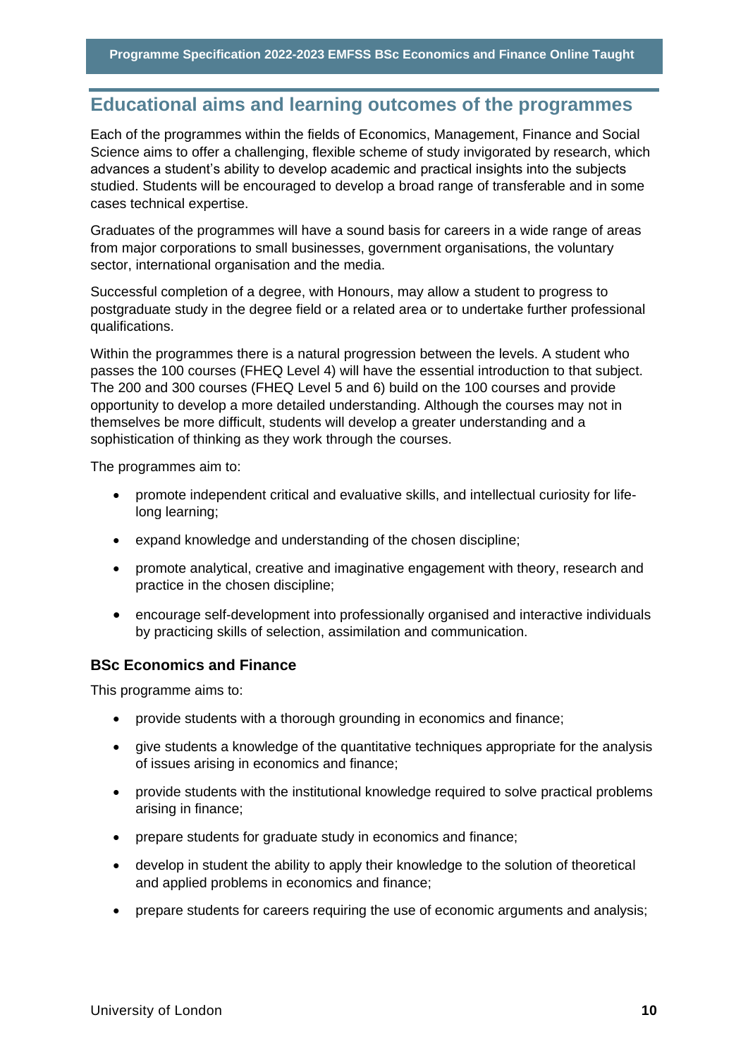## Educational aims and learning outcomes of the programmes

Each of the programmes within the fields of Economics, Management, Finance and Social Science aims to offer a challenging, flexible scheme of study invigorated by research, which advances a student's ability to develop academic and practical insights into the subjects studied. Students will be encouraged to develop a broad range of transferable and in some cases technical expertise.

Graduates of the programmes will have a sound basis for careers in a wide range of areas from major corporations to small businesses, government organisations, the voluntary sector, international organisation and the media.

Successful completion of a degree, with Honours, may allow a student to progress to postgraduate study in the degree field or a related area or to undertake further professional qualifications.

Within the programmes there is a natural progression between the levels. A student who passes the 100 courses (FHEQ Level 4) will have the essential introduction to that subject. The 200 and 300 courses (FHEQ Level 5 and 6) build on the 100 courses and provide opportunity to develop a more detailed understanding. Although the courses may not in themselves be more difficult, students will develop a greater understanding and a sophistication of thinking as they work through the courses.

The programmes aim to:

- promote independent critical and evaluative skills, and intellectual curiosity for life-long learning;
- expand knowledge and understanding of the chosen discipline;
- promote analytical, creative and imaginative engagement with theory, research and practice in the chosen discipline;
- encourage self-development into professionally organised and interactive individuals by practicing skills of selection, assimilation and communication.

### BSc Economics and Finance

This programme aims to:

- provide students with a thorough grounding in economics and finance;
- give students a knowledge of the quantitative techniques appropriate for the analysis of issues arising in economics and finance;
- provide students with the institutional knowledge required to solve practical problems arising in finance;
- prepare students for graduate study in economics and finance;
- develop in student the ability to apply their knowledge to the solution of theoretical and applied problems in economics and finance;
- prepare students for careers requiring the use of economic arguments and analysis;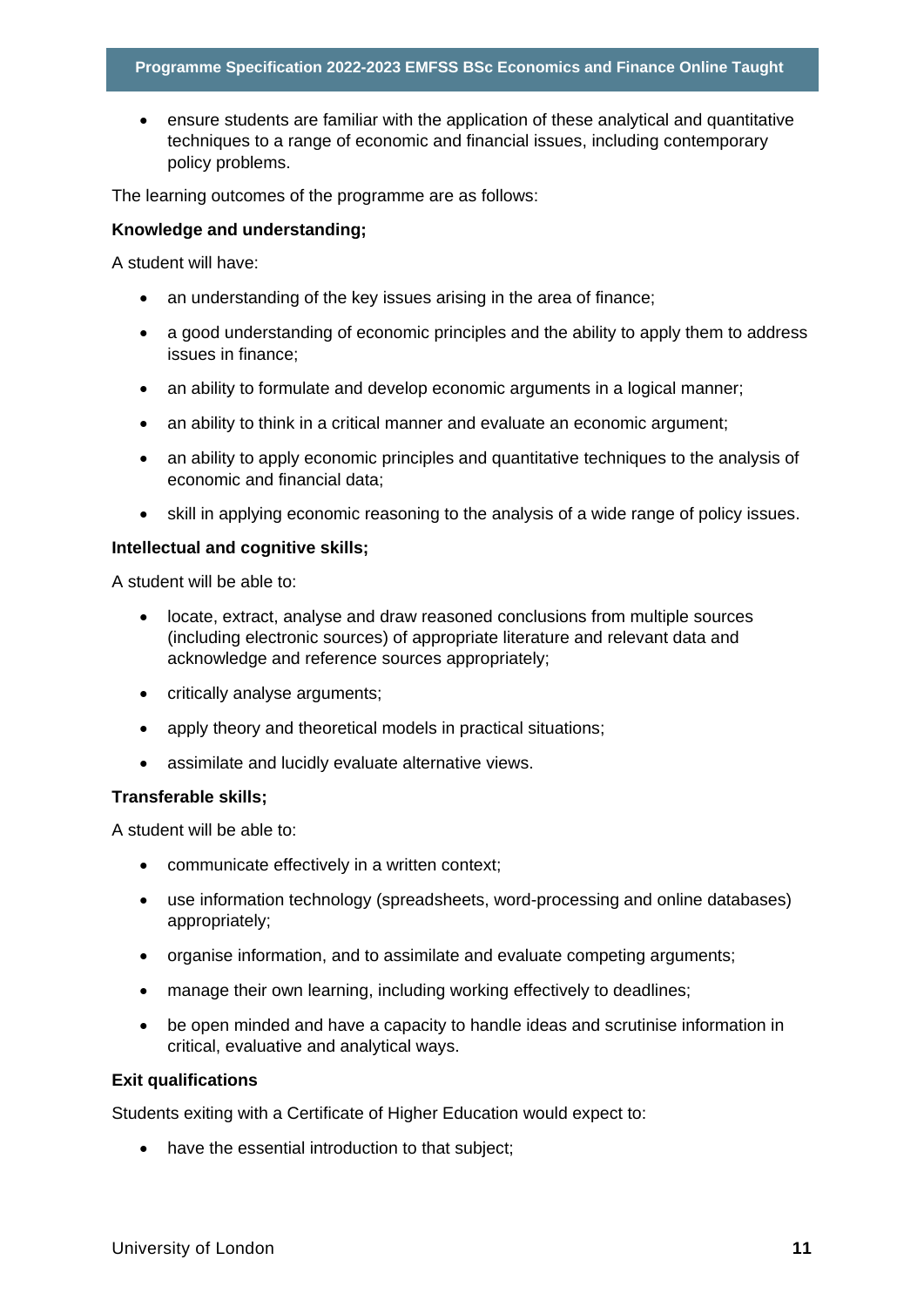- ensure students are familiar with the application of these analytical and quantitative techniques to a range of economic and financial issues, including contemporary policy problems.

The learning outcomes of the programme are as follows:

**Knowledge and understanding;**

A student will have:

- an understanding of the key issues arising in the area of finance;
- a good understanding of economic principles and the ability to apply them to address issues in finance;
- an ability to formulate and develop economic arguments in a logical manner;
- an ability to think in a critical manner and evaluate an economic argument;
- an ability to apply economic principles and quantitative techniques to the analysis of economic and financial data;
- skill in applying economic reasoning to the analysis of a wide range of policy issues.

**Intellectual and cognitive skills;**

A student will be able to:

- locate, extract, analyse and draw reasoned conclusions from multiple sources (including electronic sources) of appropriate literature and relevant data and acknowledge and reference sources appropriately;
- critically analyse arguments;
- apply theory and theoretical models in practical situations;
- assimilate and lucidly evaluate alternative views.

**Transferable skills;**

A student will be able to:

- communicate effectively in a written context;
- use information technology (spreadsheets, word-processing and online databases) appropriately;
- organise information, and to assimilate and evaluate competing arguments;
- manage their own learning, including working effectively to deadlines;
- be open minded and have a capacity to handle ideas and scrutinise information in critical, evaluative and analytical ways.

**Exit qualifications**

Students exiting with a Certificate of Higher Education would expect to:

- have the essential introduction to that subject;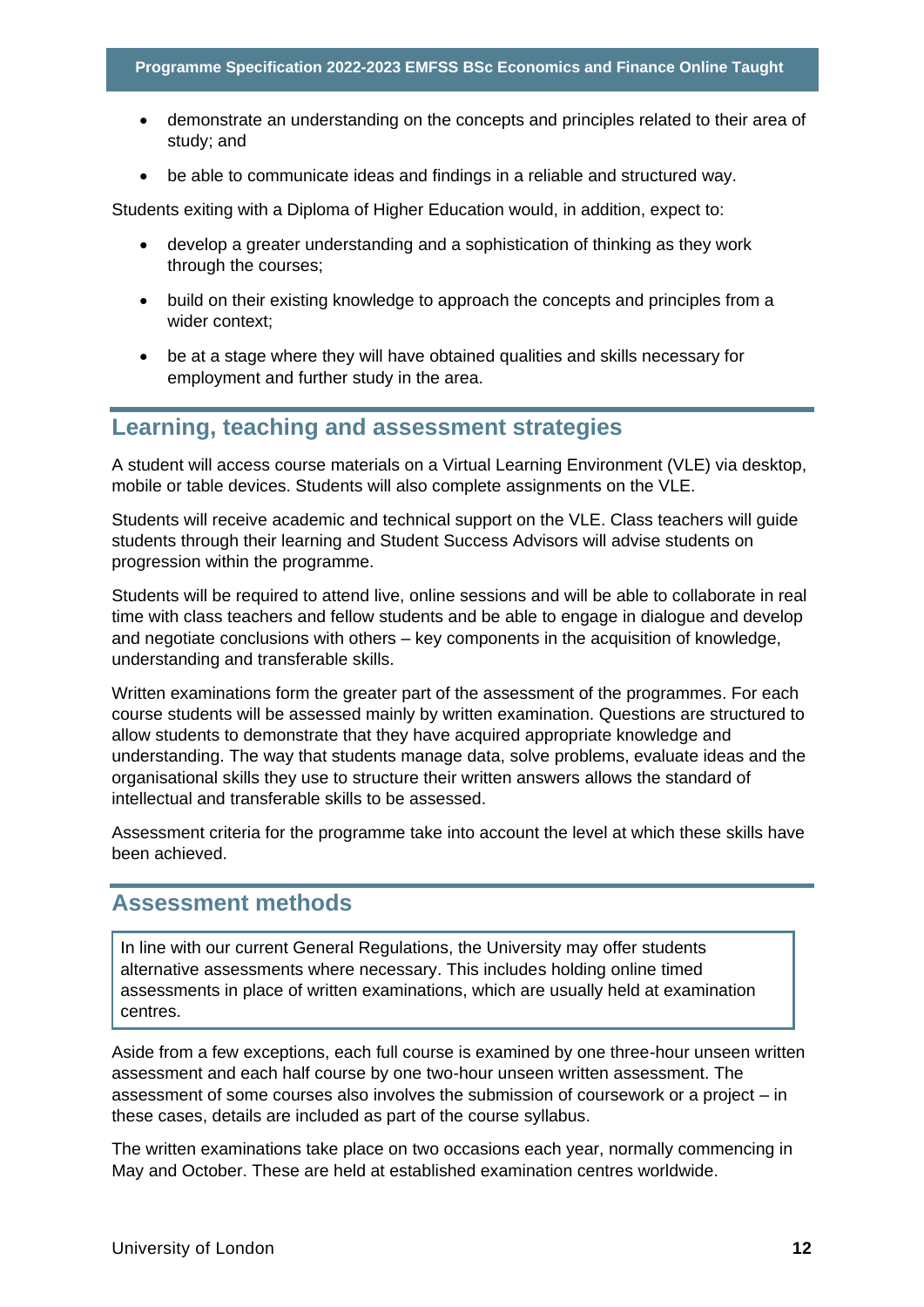- demonstrate an understanding on the concepts and principles related to their area of study; and
- be able to communicate ideas and findings in a reliable and structured way.

Students exiting with a Diploma of Higher Education would, in addition, expect to:

- develop a greater understanding and a sophistication of thinking as they work through the courses;
- build on their existing knowledge to approach the concepts and principles from a wider context;
- be at a stage where they will have obtained qualities and skills necessary for employment and further study in the area.

## Learning, teaching and assessment strategies

A student will access course materials on a Virtual Learning Environment (VLE) via desktop, mobile or table devices. Students will also complete assignments on the VLE.

Students will receive academic and technical support on the VLE. Class teachers will guide students through their learning and Student Success Advisors will advise students on progression within the programme.

Students will be required to attend live, online sessions and will be able to collaborate in real time with class teachers and fellow students and be able to engage in dialogue and develop and negotiate conclusions with others – key components in the acquisition of knowledge, understanding and transferable skills.

Written examinations form the greater part of the assessment of the programmes. For each course students will be assessed mainly by written examination. Questions are structured to allow students to demonstrate that they have acquired appropriate knowledge and understanding. The way that students manage data, solve problems, evaluate ideas and the organisational skills they use to structure their written answers allows the standard of intellectual and transferable skills to be assessed.

Assessment criteria for the programme take into account the level at which these skills have been achieved.

## Assessment methods

> In line with our current General Regulations, the University may offer students alternative assessments where necessary. This includes holding online timed assessments in place of written examinations, which are usually held at examination centres.

Aside from a few exceptions, each full course is examined by one three-hour unseen written assessment and each half course by one two-hour unseen written assessment. The assessment of some courses also involves the submission of coursework or a project – in these cases, details are included as part of the course syllabus.

The written examinations take place on two occasions each year, normally commencing in May and October. These are held at established examination centres worldwide.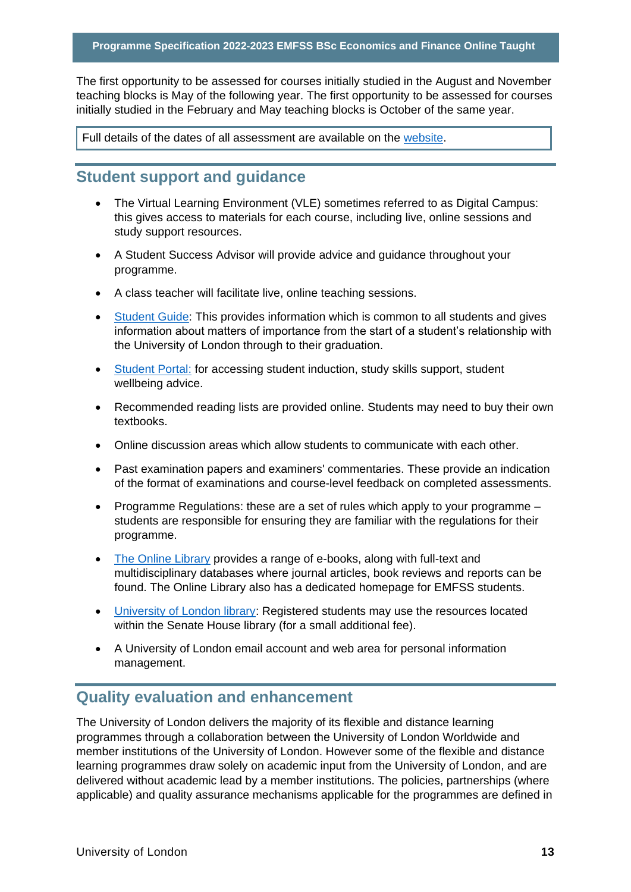The first opportunity to be assessed for courses initially studied in the August and November teaching blocks is May of the following year. The first opportunity to be assessed for courses initially studied in the February and May teaching blocks is October of the same year.

Full details of the dates of all assessment are available on the website.

## Student support and guidance

- The Virtual Learning Environment (VLE) sometimes referred to as Digital Campus: this gives access to materials for each course, including live, online sessions and study support resources.
- A Student Success Advisor will provide advice and guidance throughout your programme.
- A class teacher will facilitate live, online teaching sessions.
- Student Guide: This provides information which is common to all students and gives information about matters of importance from the start of a student's relationship with the University of London through to their graduation.
- Student Portal: for accessing student induction, study skills support, student wellbeing advice.
- Recommended reading lists are provided online. Students may need to buy their own textbooks.
- Online discussion areas which allow students to communicate with each other.
- Past examination papers and examiners' commentaries. These provide an indication of the format of examinations and course-level feedback on completed assessments.
- Programme Regulations: these are a set of rules which apply to your programme – students are responsible for ensuring they are familiar with the regulations for their programme.
- The Online Library provides a range of e-books, along with full-text and multidisciplinary databases where journal articles, book reviews and reports can be found. The Online Library also has a dedicated homepage for EMFSS students.
- University of London library: Registered students may use the resources located within the Senate House library (for a small additional fee).
- A University of London email account and web area for personal information management.

## Quality evaluation and enhancement

The University of London delivers the majority of its flexible and distance learning programmes through a collaboration between the University of London Worldwide and member institutions of the University of London. However some of the flexible and distance learning programmes draw solely on academic input from the University of London, and are delivered without academic lead by a member institutions. The policies, partnerships (where applicable) and quality assurance mechanisms applicable for the programmes are defined in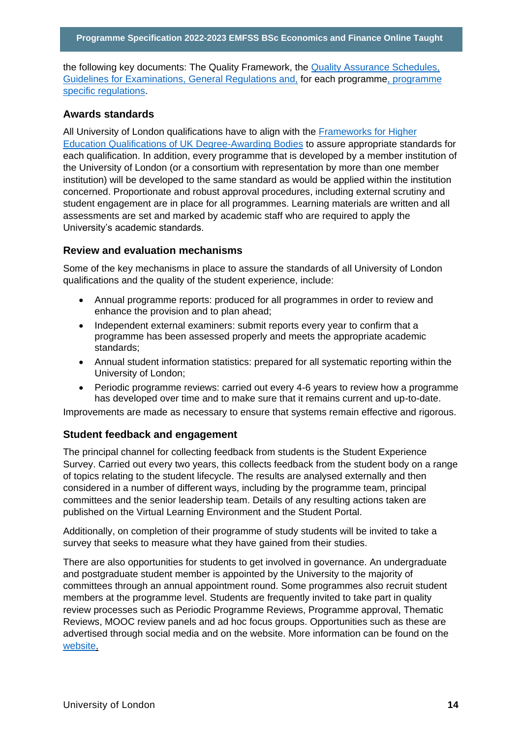the following key documents: The Quality Framework, the Quality Assurance Schedules, Guidelines for Examinations, General Regulations and, for each programme, programme specific regulations.

### Awards standards

All University of London qualifications have to align with the Frameworks for Higher Education Qualifications of UK Degree-Awarding Bodies to assure appropriate standards for each qualification. In addition, every programme that is developed by a member institution of the University of London (or a consortium with representation by more than one member institution) will be developed to the same standard as would be applied within the institution concerned. Proportionate and robust approval procedures, including external scrutiny and student engagement are in place for all programmes. Learning materials are written and all assessments are set and marked by academic staff who are required to apply the University's academic standards.

### Review and evaluation mechanisms

Some of the key mechanisms in place to assure the standards of all University of London qualifications and the quality of the student experience, include:

- Annual programme reports: produced for all programmes in order to review and enhance the provision and to plan ahead;
- Independent external examiners: submit reports every year to confirm that a programme has been assessed properly and meets the appropriate academic standards;
- Annual student information statistics: prepared for all systematic reporting within the University of London;
- Periodic programme reviews: carried out every 4-6 years to review how a programme has developed over time and to make sure that it remains current and up-to-date.

Improvements are made as necessary to ensure that systems remain effective and rigorous.

### Student feedback and engagement

The principal channel for collecting feedback from students is the Student Experience Survey. Carried out every two years, this collects feedback from the student body on a range of topics relating to the student lifecycle. The results are analysed externally and then considered in a number of different ways, including by the programme team, principal committees and the senior leadership team. Details of any resulting actions taken are published on the Virtual Learning Environment and the Student Portal.

Additionally, on completion of their programme of study students will be invited to take a survey that seeks to measure what they have gained from their studies.

There are also opportunities for students to get involved in governance. An undergraduate and postgraduate student member is appointed by the University to the majority of committees through an annual appointment round. Some programmes also recruit student members at the programme level. Students are frequently invited to take part in quality review processes such as Periodic Programme Reviews, Programme approval, Thematic Reviews, MOOC review panels and ad hoc focus groups. Opportunities such as these are advertised through social media and on the website. More information can be found on the website.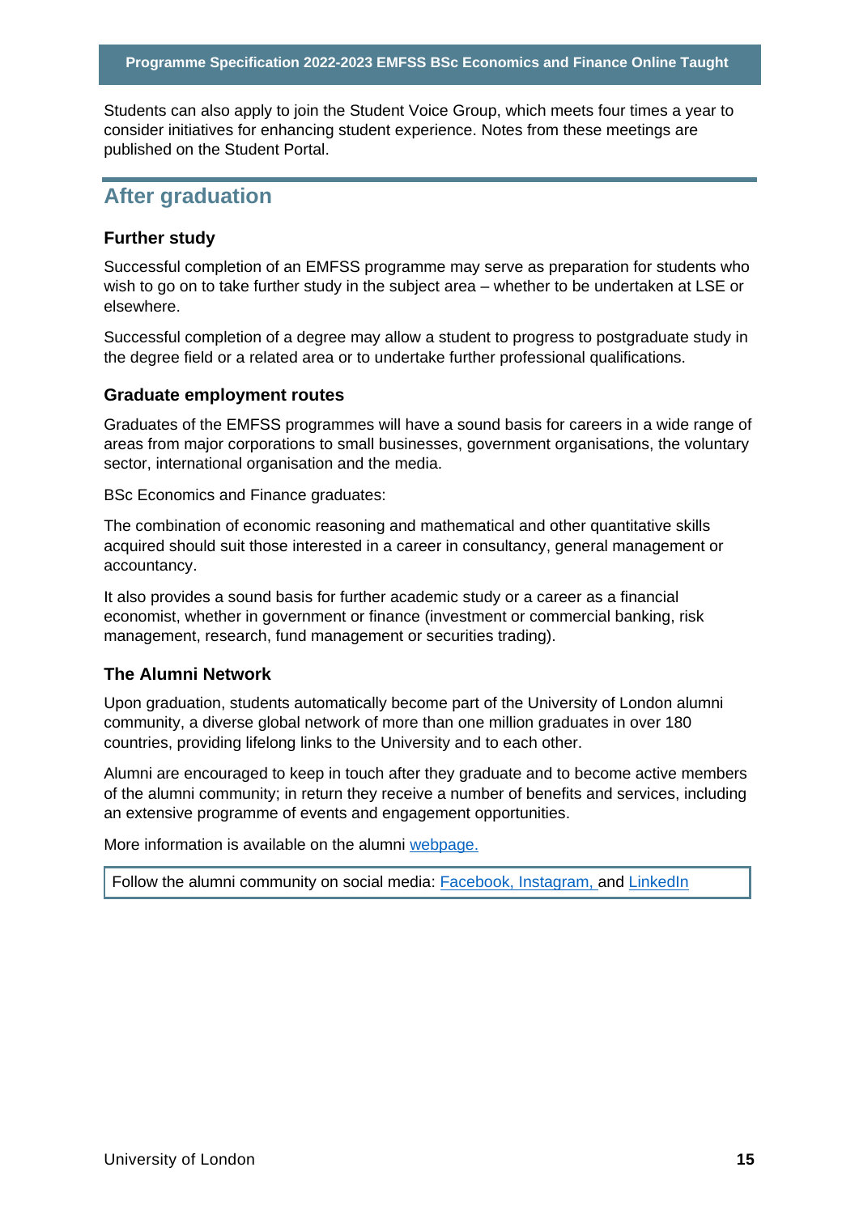Students can also apply to join the Student Voice Group, which meets four times a year to consider initiatives for enhancing student experience. Notes from these meetings are published on the Student Portal.

## After graduation

### Further study

Successful completion of an EMFSS programme may serve as preparation for students who wish to go on to take further study in the subject area – whether to be undertaken at LSE or elsewhere.

Successful completion of a degree may allow a student to progress to postgraduate study in the degree field or a related area or to undertake further professional qualifications.

### Graduate employment routes

Graduates of the EMFSS programmes will have a sound basis for careers in a wide range of areas from major corporations to small businesses, government organisations, the voluntary sector, international organisation and the media.

BSc Economics and Finance graduates:

The combination of economic reasoning and mathematical and other quantitative skills acquired should suit those interested in a career in consultancy, general management or accountancy.

It also provides a sound basis for further academic study or a career as a financial economist, whether in government or finance (investment or commercial banking, risk management, research, fund management or securities trading).

### The Alumni Network

Upon graduation, students automatically become part of the University of London alumni community, a diverse global network of more than one million graduates in over 180 countries, providing lifelong links to the University and to each other.

Alumni are encouraged to keep in touch after they graduate and to become active members of the alumni community; in return they receive a number of benefits and services, including an extensive programme of events and engagement opportunities.

More information is available on the alumni webpage.

Follow the alumni community on social media: Facebook, Instagram, and LinkedIn